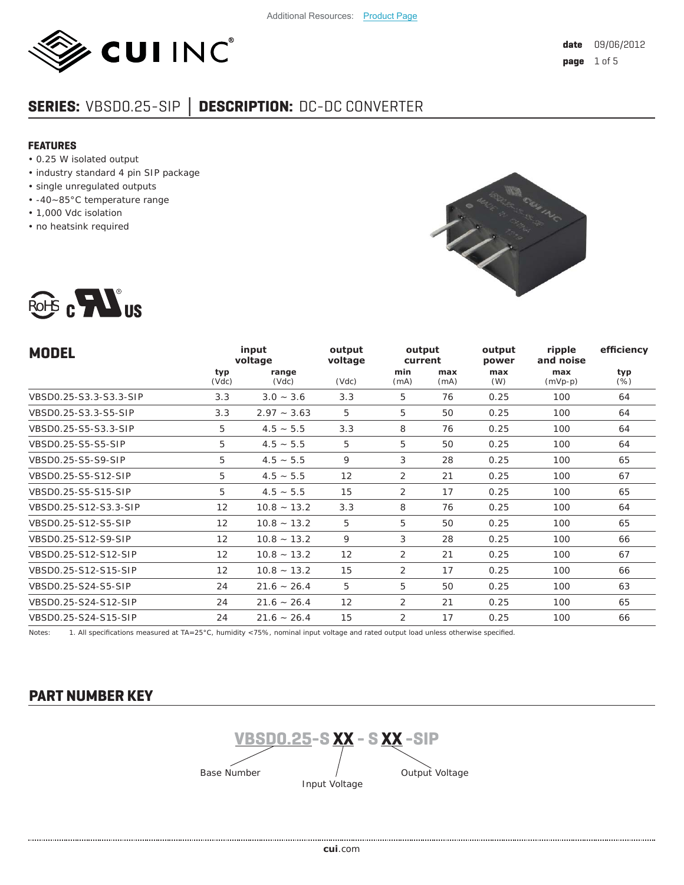Additional Resources: Product Page

date 09/06/2012

# SERIES: VBSD0.25-SIP | DESCRIPTION: DC-DC CONVERTER

## FEATURES

- 0.25 W isolated output
- industry standard 4 pin SIP package
- single unregulated outputs
- -40~85°C temperature range
- 1,000 Vdc isolation
- no heatsink required

| MODEL | input voltage | | output voltage | output current | | output power | ripple and noise | efficiency |
|---|---|---|---|---|---|---|---|---|
| | typ (Vdc) | range (Vdc) | (Vdc) | min (mA) | max (mA) | max (W) | max (mVp-p) | typ (%) |
| VBSD0.25-S3.3-S3.3-SIP | 3.3 | 3.0 ~ 3.6 | 3.3 | 5 | 76 | 0.25 | 100 | 64 |
| VBSD0.25-S3.3-S5-SIP | 3.3 | 2.97 ~ 3.63 | 5 | 5 | 50 | 0.25 | 100 | 64 |
| VBSD0.25-S5-S3.3-SIP | 5 | 4.5 ~ 5.5 | 3.3 | 8 | 76 | 0.25 | 100 | 64 |
| VBSD0.25-S5-S5-SIP | 5 | 4.5 ~ 5.5 | 5 | 5 | 50 | 0.25 | 100 | 64 |
| VBSD0.25-S5-S9-SIP | 5 | 4.5 ~ 5.5 | 9 | 3 | 28 | 0.25 | 100 | 65 |
| VBSD0.25-S5-S12-SIP | 5 | 4.5 ~ 5.5 | 12 | 2 | 21 | 0.25 | 100 | 67 |
| VBSD0.25-S5-S15-SIP | 5 | 4.5 ~ 5.5 | 15 | 2 | 17 | 0.25 | 100 | 65 |
| VBSD0.25-S12-S3.3-SIP | 12 | 10.8 ~ 13.2 | 3.3 | 8 | 76 | 0.25 | 100 | 64 |
| VBSD0.25-S12-S5-SIP | 12 | 10.8 ~ 13.2 | 5 | 5 | 50 | 0.25 | 100 | 65 |
| VBSD0.25-S12-S9-SIP | 12 | 10.8 ~ 13.2 | 9 | 3 | 28 | 0.25 | 100 | 66 |
| VBSD0.25-S12-S12-SIP | 12 | 10.8 ~ 13.2 | 12 | 2 | 21 | 0.25 | 100 | 67 |
| VBSD0.25-S12-S15-SIP | 12 | 10.8 ~ 13.2 | 15 | 2 | 17 | 0.25 | 100 | 66 |
| VBSD0.25-S24-S5-SIP | 24 | 21.6 ~ 26.4 | 5 | 5 | 50 | 0.25 | 100 | 63 |
| VBSD0.25-S24-S12-SIP | 24 | 21.6 ~ 26.4 | 12 | 2 | 21 | 0.25 | 100 | 65 |
| VBSD0.25-S24-S15-SIP | 24 | 21.6 ~ 26.4 | 15 | 2 | 17 | 0.25 | 100 | 66 |

Notes: 1. All specifications measured at TA=25°C, humidity <75%, nominal input voltage and rated output load unless otherwise specified.

## PART NUMBER KEY

VBSD0.25-S XX - S XX -SIP

Base Number — Input Voltage — Output Voltage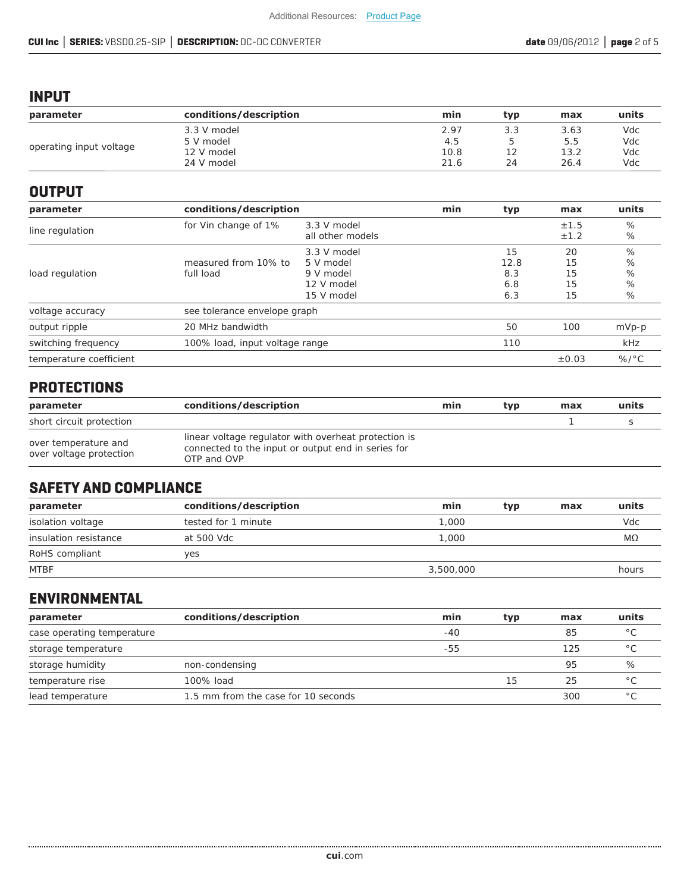## INPUT

| parameter | conditions/description | min | typ | max | units |
|---|---|---|---|---|---|
| operating input voltage | 3.3 V model | 2.97 | 3.3 | 3.63 | Vdc |
| | 5 V model | 4.5 | 5 | 5.5 | Vdc |
| | 12 V model | 10.8 | 12 | 13.2 | Vdc |
| | 24 V model | 21.6 | 24 | 26.4 | Vdc |

## OUTPUT

| parameter | conditions/description | | min | typ | max | units |
|---|---|---|---|---|---|---|
| line regulation | for Vin change of 1% | 3.3 V model | | | ±1.5 | % |
| | | all other models | | | ±1.2 | % |
| load regulation | measured from 10% to full load | 3.3 V model | | 15 | 20 | % |
| | | 5 V model | | 12.8 | 15 | % |
| | | 9 V model | | 8.3 | 15 | % |
| | | 12 V model | | 6.8 | 15 | % |
| | | 15 V model | | 6.3 | 15 | % |
| voltage accuracy | see tolerance envelope graph | | | | | |
| output ripple | 20 MHz bandwidth | | | 50 | 100 | mVp-p |
| switching frequency | 100% load, input voltage range | | | 110 | | kHz |
| temperature coefficient | | | | | ±0.03 | %/°C |

## PROTECTIONS

| parameter | conditions/description | min | typ | max | units |
|---|---|---|---|---|---|
| short circuit protection | | | | 1 | s |
| over temperature and over voltage protection | linear voltage regulator with overheat protection is connected to the input or output end in series for OTP and OVP | | | | |

## SAFETY AND COMPLIANCE

| parameter | conditions/description | min | typ | max | units |
|---|---|---|---|---|---|
| isolation voltage | tested for 1 minute | 1,000 | | | Vdc |
| insulation resistance | at 500 Vdc | 1,000 | | | MΩ |
| RoHS compliant | yes | | | | |
| MTBF | | 3,500,000 | | | hours |

## ENVIRONMENTAL

| parameter | conditions/description | min | typ | max | units |
|---|---|---|---|---|---|
| case operating temperature | | -40 | | 85 | °C |
| storage temperature | | -55 | | 125 | °C |
| storage humidity | non-condensing | | | 95 | % |
| temperature rise | 100% load | | 15 | 25 | °C |
| lead temperature | 1.5 mm from the case for 10 seconds | | | 300 | °C |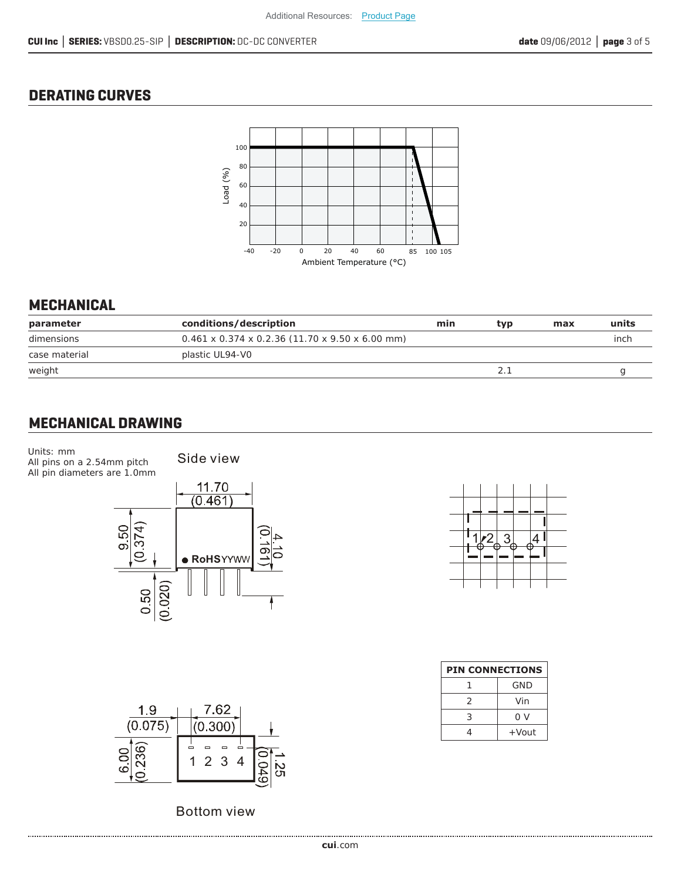## DERATING CURVES

## MECHANICAL

| parameter | conditions/description | min | typ | max | units |
|---|---|---|---|---|---|
| dimensions | 0.461 x 0.374 x 0.2.36 (11.70 x 9.50 x 6.00 mm) | | | | inch |
| case material | plastic UL94-V0 | | | | |
| weight | | | 2.1 | | g |

## MECHANICAL DRAWING

Units: mm
All pins on a 2.54mm pitch
All pin diameters are 1.0mm

Side view

Bottom view

| PIN CONNECTIONS | |
|---|---|
| 1 | GND |
| 2 | Vin |
| 3 | 0 V |
| 4 | +Vout |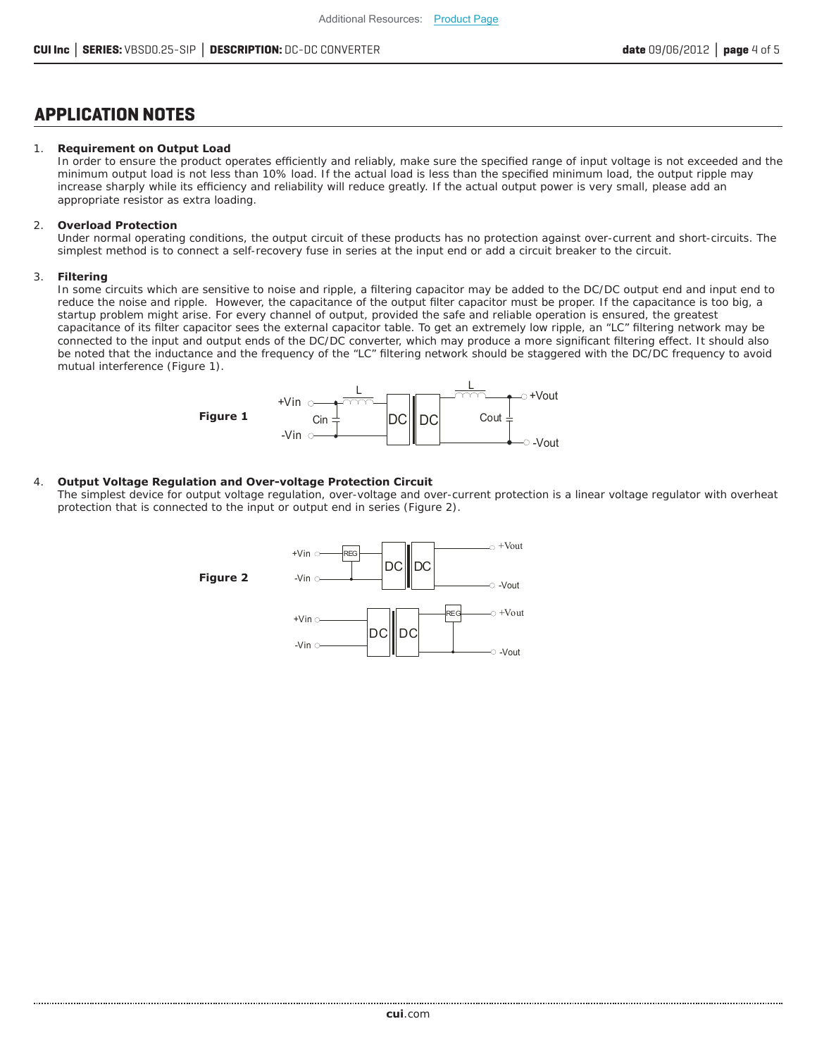## APPLICATION NOTES

1. **Requirement on Output Load**
   In order to ensure the product operates efficiently and reliably, make sure the specified range of input voltage is not exceeded and the minimum output load is not less than 10% load. If the actual load is less than the specified minimum load, the output ripple may increase sharply while its efficiency and reliability will reduce greatly. If the actual output power is very small, please add an appropriate resistor as extra loading.

2. **Overload Protection**
   Under normal operating conditions, the output circuit of these products has no protection against over-current and short-circuits. The simplest method is to connect a self-recovery fuse in series at the input end or add a circuit breaker to the circuit.

3. **Filtering**
   In some circuits which are sensitive to noise and ripple, a filtering capacitor may be added to the DC/DC output end and input end to reduce the noise and ripple. However, the capacitance of the output filter capacitor must be proper. If the capacitance is too big, a startup problem might arise. For every channel of output, provided the safe and reliable operation is ensured, the greatest capacitance of its filter capacitor sees the external capacitor table. To get an extremely low ripple, an "LC" filtering network may be connected to the input and output ends of the DC/DC converter, which may produce a more significant filtering effect. It should also be noted that the inductance and the frequency of the "LC" filtering network should be staggered with the DC/DC frequency to avoid mutual interference (Figure 1).

**Figure 1**

4. **Output Voltage Regulation and Over-voltage Protection Circuit**
   The simplest device for output voltage regulation, over-voltage and over-current protection is a linear voltage regulator with overheat protection that is connected to the input or output end in series (Figure 2).

**Figure 2**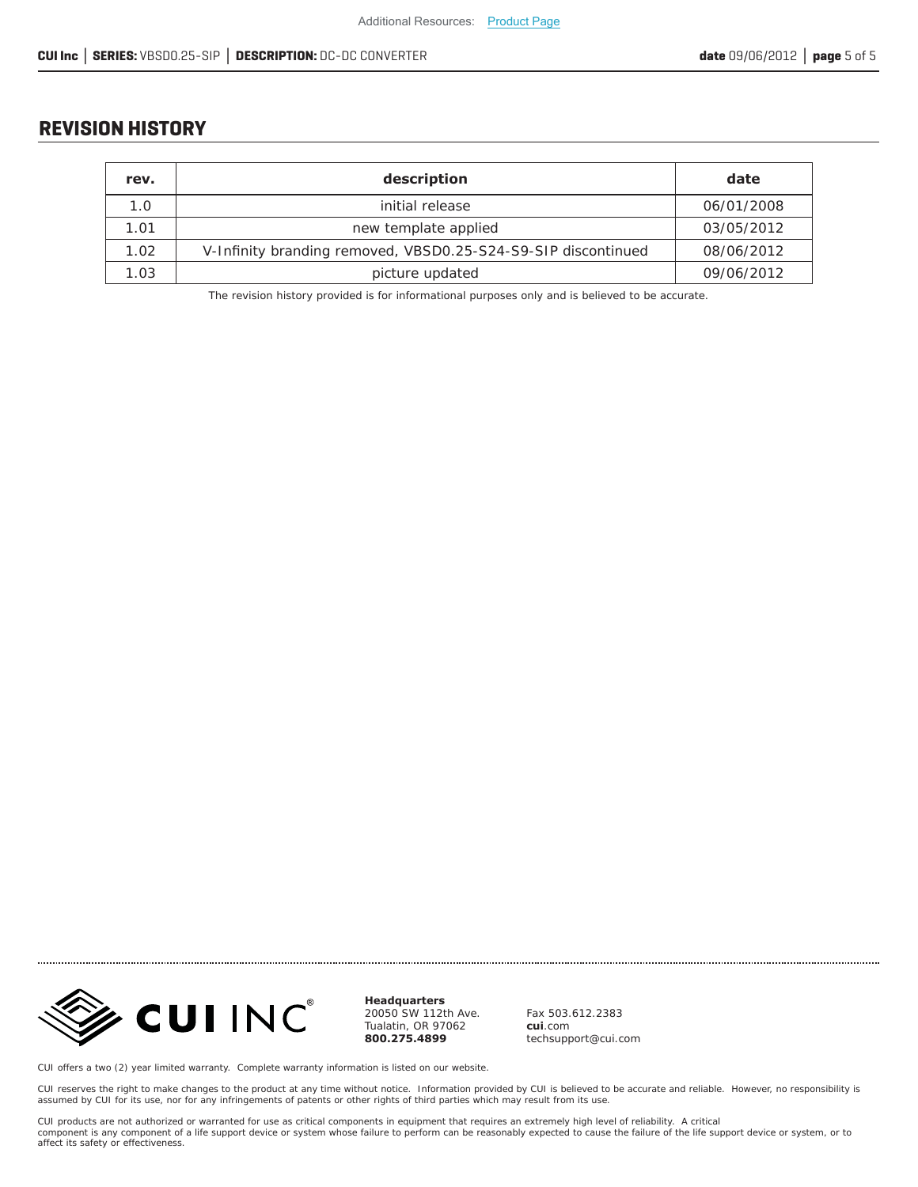## REVISION HISTORY

| rev. | description | date |
| --- | --- | --- |
| 1.0 | initial release | 06/01/2008 |
| 1.01 | new template applied | 03/05/2012 |
| 1.02 | V-Infinity branding removed, VBSD0.25-S24-S9-SIP discontinued | 08/06/2012 |
| 1.03 | picture updated | 09/06/2012 |

The revision history provided is for informational purposes only and is believed to be accurate.

**Headquarters**
20050 SW 112th Ave.
Tualatin, OR 97062
**800.275.4899**

Fax 503.612.2383
**cui**.com
techsupport@cui.com

CUI offers a two (2) year limited warranty. Complete warranty information is listed on our website.

CUI reserves the right to make changes to the product at any time without notice. Information provided by CUI is believed to be accurate and reliable. However, no responsibility is assumed by CUI for its use, nor for any infringements of patents or other rights of third parties which may result from its use.

CUI products are not authorized or warranted for use as critical components in equipment that requires an extremely high level of reliability. A critical component is any component of a life support device or system whose failure to perform can be reasonably expected to cause the failure of the life support device or system, or to affect its safety or effectiveness.